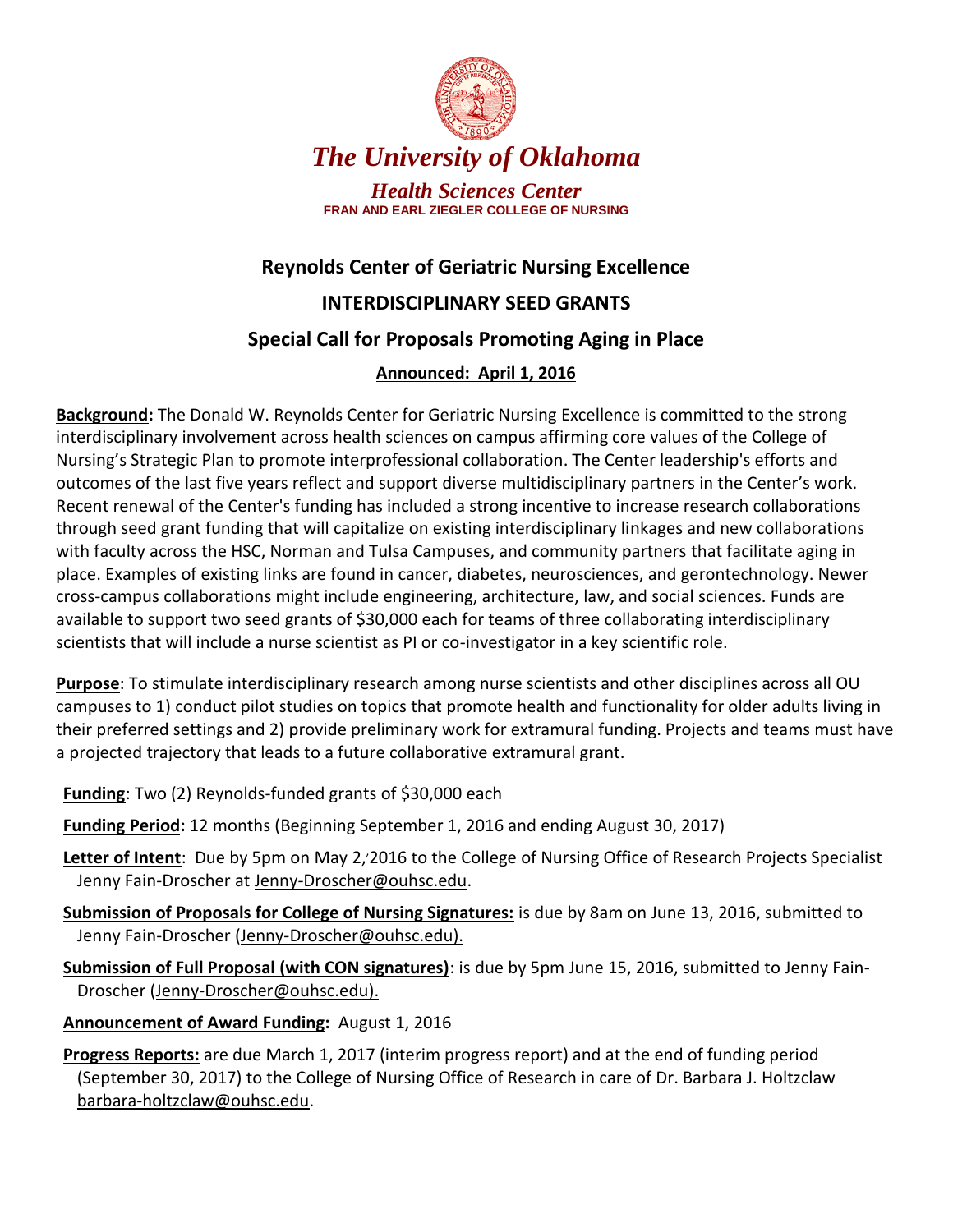# *The University of Oklahoma*

### *Health Sciences Center*

**FRAN AND EARL ZIEGLER COLLEGE OF NURSING**

## Reynolds Center of Geriatric Nursing Excellence

## INTERDISCIPLINARY SEED GRANTS

## Special Call for Proposals Promoting Aging in Place

**Announced: April 1, 2016**

**Background:** The Donald W. Reynolds Center for Geriatric Nursing Excellence is committed to the strong interdisciplinary involvement across health sciences on campus affirming core values of the College of Nursing's Strategic Plan to promote interprofessional collaboration. The Center leadership's efforts and outcomes of the last five years reflect and support diverse multidisciplinary partners in the Center's work. Recent renewal of the Center's funding has included a strong incentive to increase research collaborations through seed grant funding that will capitalize on existing interdisciplinary linkages and new collaborations with faculty across the HSC, Norman and Tulsa Campuses, and community partners that facilitate aging in place. Examples of existing links are found in cancer, diabetes, neurosciences, and gerontechnology. Newer cross-campus collaborations might include engineering, architecture, law, and social sciences. Funds are available to support two seed grants of $30,000 each for teams of three collaborating interdisciplinary scientists that will include a nurse scientist as PI or co-investigator in a key scientific role.

**Purpose**: To stimulate interdisciplinary research among nurse scientists and other disciplines across all OU campuses to 1) conduct pilot studies on topics that promote health and functionality for older adults living in their preferred settings and 2) provide preliminary work for extramural funding. Projects and teams must have a projected trajectory that leads to a future collaborative extramural grant.

**Funding**: Two (2) Reynolds-funded grants of $30,000 each

**Funding Period:** 12 months (Beginning September 1, 2016 and ending August 30, 2017)

**Letter of Intent**: Due by 5pm on May 2, 2016 to the College of Nursing Office of Research Projects Specialist Jenny Fain-Droscher at Jenny-Droscher@ouhsc.edu.

**Submission of Proposals for College of Nursing Signatures:** is due by 8am on June 13, 2016, submitted to Jenny Fain-Droscher (Jenny-Droscher@ouhsc.edu).

**Submission of Full Proposal (with CON signatures)**: is due by 5pm June 15, 2016, submitted to Jenny Fain-Droscher (Jenny-Droscher@ouhsc.edu).

**Announcement of Award Funding:** August 1, 2016

**Progress Reports:** are due March 1, 2017 (interim progress report) and at the end of funding period (September 30, 2017) to the College of Nursing Office of Research in care of Dr. Barbara J. Holtzclaw barbara-holtzclaw@ouhsc.edu.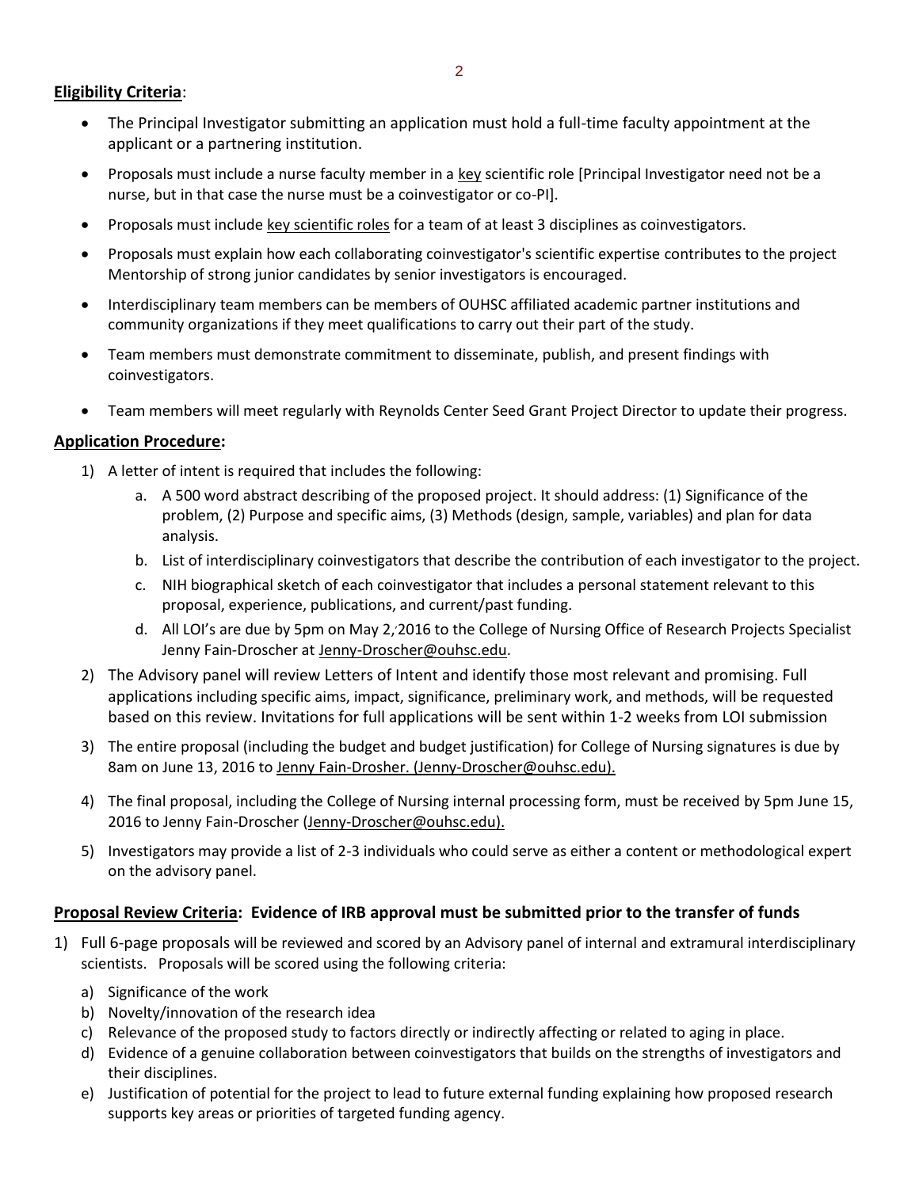**Eligibility Criteria**:

- The Principal Investigator submitting an application must hold a full-time faculty appointment at the applicant or a partnering institution.
- Proposals must include a nurse faculty member in a key scientific role [Principal Investigator need not be a nurse, but in that case the nurse must be a coinvestigator or co-PI].
- Proposals must include key scientific roles for a team of at least 3 disciplines as coinvestigators.
- Proposals must explain how each collaborating coinvestigator's scientific expertise contributes to the project Mentorship of strong junior candidates by senior investigators is encouraged.
- Interdisciplinary team members can be members of OUHSC affiliated academic partner institutions and community organizations if they meet qualifications to carry out their part of the study.
- Team members must demonstrate commitment to disseminate, publish, and present findings with coinvestigators.
- Team members will meet regularly with Reynolds Center Seed Grant Project Director to update their progress.

**Application Procedure:**

1) A letter of intent is required that includes the following:
    a. A 500 word abstract describing of the proposed project. It should address: (1) Significance of the problem, (2) Purpose and specific aims, (3) Methods (design, sample, variables) and plan for data analysis.
    b. List of interdisciplinary coinvestigators that describe the contribution of each investigator to the project.
    c. NIH biographical sketch of each coinvestigator that includes a personal statement relevant to this proposal, experience, publications, and current/past funding.
    d. All LOI's are due by 5pm on May 2, 2016 to the College of Nursing Office of Research Projects Specialist Jenny Fain-Droscher at Jenny-Droscher@ouhsc.edu.
2) The Advisory panel will review Letters of Intent and identify those most relevant and promising. Full applications including specific aims, impact, significance, preliminary work, and methods, will be requested based on this review. Invitations for full applications will be sent within 1-2 weeks from LOI submission
3) The entire proposal (including the budget and budget justification) for College of Nursing signatures is due by 8am on June 13, 2016 to Jenny Fain-Drosher. (Jenny-Droscher@ouhsc.edu).
4) The final proposal, including the College of Nursing internal processing form, must be received by 5pm June 15, 2016 to Jenny Fain-Droscher (Jenny-Droscher@ouhsc.edu).
5) Investigators may provide a list of 2-3 individuals who could serve as either a content or methodological expert on the advisory panel.

**Proposal Review Criteria: Evidence of IRB approval must be submitted prior to the transfer of funds**

1) Full 6-page proposals will be reviewed and scored by an Advisory panel of internal and extramural interdisciplinary scientists. Proposals will be scored using the following criteria:
    a) Significance of the work
    b) Novelty/innovation of the research idea
    c) Relevance of the proposed study to factors directly or indirectly affecting or related to aging in place.
    d) Evidence of a genuine collaboration between coinvestigators that builds on the strengths of investigators and their disciplines.
    e) Justification of potential for the project to lead to future external funding explaining how proposed research supports key areas or priorities of targeted funding agency.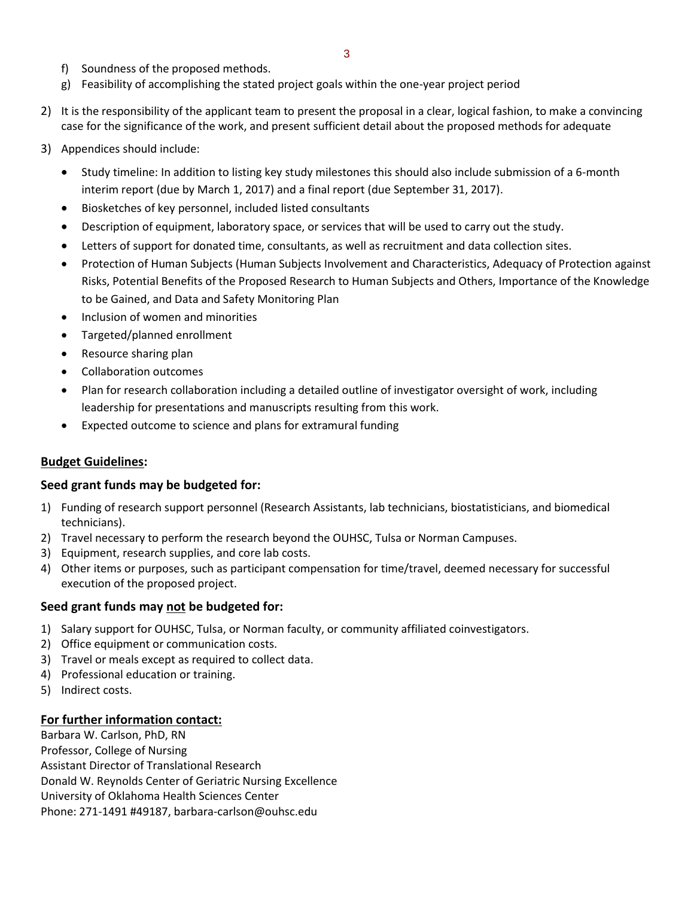f) Soundness of the proposed methods.
g) Feasibility of accomplishing the stated project goals within the one-year project period

2) It is the responsibility of the applicant team to present the proposal in a clear, logical fashion, to make a convincing case for the significance of the work, and present sufficient detail about the proposed methods for adequate
3) Appendices should include:
   - Study timeline: In addition to listing key study milestones this should also include submission of a 6-month interim report (due by March 1, 2017) and a final report (due September 31, 2017).
   - Biosketches of key personnel, included listed consultants
   - Description of equipment, laboratory space, or services that will be used to carry out the study.
   - Letters of support for donated time, consultants, as well as recruitment and data collection sites.
   - Protection of Human Subjects (Human Subjects Involvement and Characteristics, Adequacy of Protection against Risks, Potential Benefits of the Proposed Research to Human Subjects and Others, Importance of the Knowledge to be Gained, and Data and Safety Monitoring Plan
   - Inclusion of women and minorities
   - Targeted/planned enrollment
   - Resource sharing plan
   - Collaboration outcomes
   - Plan for research collaboration including a detailed outline of investigator oversight of work, including leadership for presentations and manuscripts resulting from this work.
   - Expected outcome to science and plans for extramural funding

## Budget Guidelines:

### Seed grant funds may be budgeted for:

1) Funding of research support personnel (Research Assistants, lab technicians, biostatisticians, and biomedical technicians).
2) Travel necessary to perform the research beyond the OUHSC, Tulsa or Norman Campuses.
3) Equipment, research supplies, and core lab costs.
4) Other items or purposes, such as participant compensation for time/travel, deemed necessary for successful execution of the proposed project.

### Seed grant funds may not be budgeted for:

1) Salary support for OUHSC, Tulsa, or Norman faculty, or community affiliated coinvestigators.
2) Office equipment or communication costs.
3) Travel or meals except as required to collect data.
4) Professional education or training.
5) Indirect costs.

## For further information contact:

Barbara W. Carlson, PhD, RN
Professor, College of Nursing
Assistant Director of Translational Research
Donald W. Reynolds Center of Geriatric Nursing Excellence
University of Oklahoma Health Sciences Center
Phone: 271-1491 #49187, barbara-carlson@ouhsc.edu